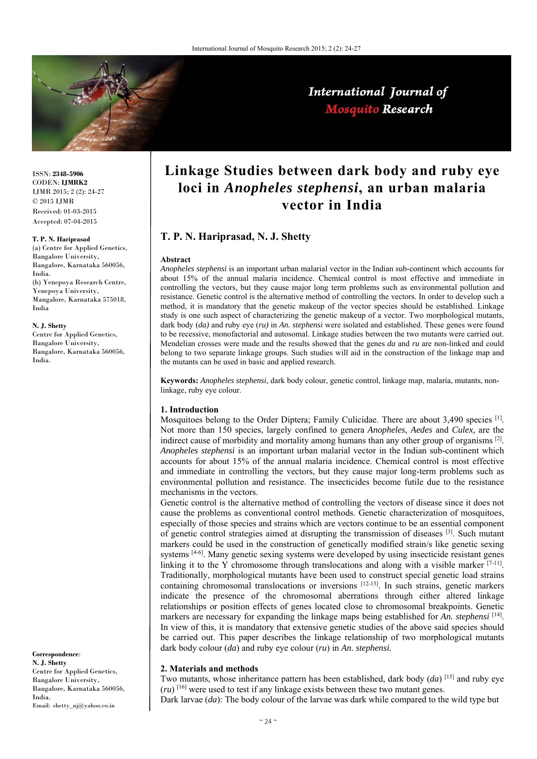# Linkage Studies between dark body and ruby eye loci in *Anopheles stephensi*, an urban malaria vector in India

**T. P. N. Hariprasad, N. J. Shetty**

ISSN: **2348-5906**
CODEN: **IJMRK2**
IJMR 2015; 2 (2): 24-27
© 2015 IJMR
Received: 01-03-2015
Accepted: 07-04-2015

**T. P. N. Hariprasad**
(a) Centre for Applied Genetics, Bangalore University, Bangalore, Karnataka 560056, India.
(b) Yenepoya Research Centre, Yenepoya University, Mangalore, Karnataka 575018, India

**N. J. Shetty**
Centre for Applied Genetics, Bangalore University, Bangalore, Karnataka 560056, India.

**Correspondence**:
**N. J. Shetty**
Centre for Applied Genetics, Bangalore University, Bangalore, Karnataka 560056, India.
Email: shetty_nj@yahoo.co.in

**Abstract**

*Anopheles stephensi* is an important urban malarial vector in the Indian sub-continent which accounts for about 15% of the annual malaria incidence. Chemical control is most effective and immediate in controlling the vectors, but they cause major long term problems such as environmental pollution and resistance. Genetic control is the alternative method of controlling the vectors. In order to develop such a method, it is mandatory that the genetic makeup of the vector species should be established. Linkage study is one such aspect of characterizing the genetic makeup of a vector. Two morphological mutants, dark body (*da)* and ruby eye (*ru*) in *An. stephensi* were isolated and established. These genes were found to be recessive, monofactorial and autosomal. Linkage studies between the two mutants were carried out. Mendelian crosses were made and the results showed that the genes *da* and *ru* are non-linked and could belong to two separate linkage groups. Such studies will aid in the construction of the linkage map and the mutants can be used in basic and applied research.

**Keywords:** *Anopheles stephensi,* dark body colour, genetic control, linkage map, malaria, mutants, non-linkage, ruby eye colour.

## 1. Introduction

Mosquitoes belong to the Order Diptera; Family Culicidae. There are about 3,490 species [1]. Not more than 150 species, largely confined to genera *Anopheles, Aedes* and *Culex,* are the indirect cause of morbidity and mortality among humans than any other group of organisms [2]. *Anopheles stephensi* is an important urban malarial vector in the Indian sub-continent which accounts for about 15% of the annual malaria incidence. Chemical control is most effective and immediate in controlling the vectors, but they cause major long-term problems such as environmental pollution and resistance. The insecticides become futile due to the resistance mechanisms in the vectors.

Genetic control is the alternative method of controlling the vectors of disease since it does not cause the problems as conventional control methods. Genetic characterization of mosquitoes, especially of those species and strains which are vectors continue to be an essential component of genetic control strategies aimed at disrupting the transmission of diseases [3]. Such mutant markers could be used in the construction of genetically modified strain/s like genetic sexing systems [4-6]. Many genetic sexing systems were developed by using insecticide resistant genes linking it to the Y chromosome through translocations and along with a visible marker [7-11]. Traditionally, morphological mutants have been used to construct special genetic load strains containing chromosomal translocations or inversions [12-13]. In such strains, genetic markers indicate the presence of the chromosomal aberrations through either altered linkage relationships or position effects of genes located close to chromosomal breakpoints. Genetic markers are necessary for expanding the linkage maps being established for *An. stephensi* [14]. In view of this, it is mandatory that extensive genetic studies of the above said species should be carried out. This paper describes the linkage relationship of two morphological mutants dark body colour (*da*) and ruby eye colour (*ru*) in *An. stephensi.*

## 2. Materials and methods

Two mutants, whose inheritance pattern has been established, dark body (*da*) [15] and ruby eye (*ru*) [16] were used to test if any linkage exists between these two mutant genes.

Dark larvae (*da*): The body colour of the larvae was dark while compared to the wild type but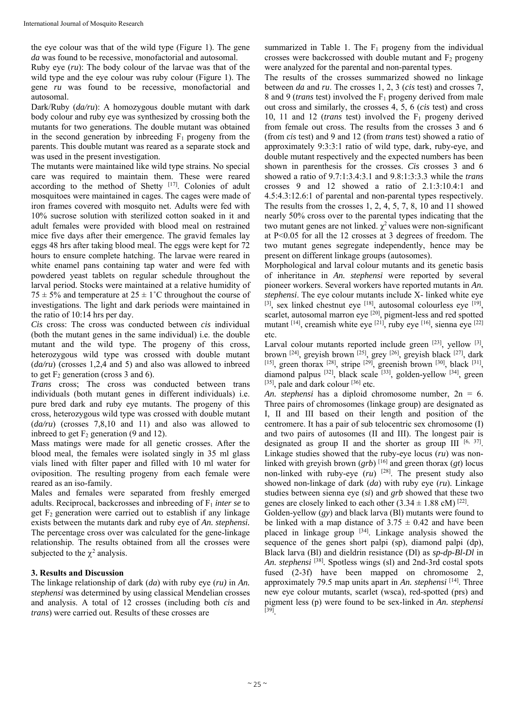the eye colour was that of the wild type (Figure 1). The gene *da* was found to be recessive, monofactorial and autosomal.

Ruby eye (*ru*): The body colour of the larvae was that of the wild type and the eye colour was ruby colour (Figure 1). The gene *ru* was found to be recessive, monofactorial and autosomal.

Dark/Ruby (*da/ru*): A homozygous double mutant with dark body colour and ruby eye was synthesized by crossing both the mutants for two generations. The double mutant was obtained in the second generation by inbreeding $F_1$ progeny from the parents. This double mutant was reared as a separate stock and was used in the present investigation.

The mutants were maintained like wild type strains. No special care was required to maintain them. These were reared according to the method of Shetty [17]. Colonies of adult mosquitoes were maintained in cages. The cages were made of iron frames covered with mosquito net. Adults were fed with 10% sucrose solution with sterilized cotton soaked in it and adult females were provided with blood meal on restrained mice five days after their emergence. The gravid females lay eggs 48 hrs after taking blood meal. The eggs were kept for 72 hours to ensure complete hatching. The larvae were reared in white enamel pans containing tap water and were fed with powdered yeast tablets on regular schedule throughout the larval period. Stocks were maintained at a relative humidity of $75 \pm 5\%$ and temperature at $25 \pm 1\,^{\circ}$C throughout the course of investigations. The light and dark periods were maintained in the ratio of 10:14 hrs per day.

*Cis* cross: The cross was conducted between *cis* individual (both the mutant genes in the same individual) i.e. the double mutant and the wild type. The progeny of this cross, heterozygous wild type was crossed with double mutant (*da/ru*) (crosses 1,2,4 and 5) and also was allowed to inbreed to get $F_2$ generation (cross 3 and 6).

*Trans* cross; The cross was conducted between trans individuals (both mutant genes in different individuals) i.e. pure bred dark and ruby eye mutants. The progeny of this cross, heterozygous wild type was crossed with double mutant (*da/ru*) (crosses 7,8,10 and 11) and also was allowed to inbreed to get $F_2$ generation (9 and 12).

Mass matings were made for all genetic crosses. After the blood meal, the females were isolated singly in 35 ml glass vials lined with filter paper and filled with 10 ml water for oviposition. The resulting progeny from each female were reared as an iso-family.

Males and females were separated from freshly emerged adults. Reciprocal, backcrosses and inbreeding of $F_1$ *inter se* to get $F_2$ generation were carried out to establish if any linkage exists between the mutants dark and ruby eye of *An. stephensi.* The percentage cross over was calculated for the gene-linkage relationship. The results obtained from all the crosses were subjected to the $\chi^2$ analysis.

## 3. Results and Discussion

The linkage relationship of dark (*da*) with ruby eye (*ru)* in *An. stephensi* was determined by using classical Mendelian crosses and analysis. A total of 12 crosses (including both *cis* and *trans*) were carried out. Results of these crosses are summarized in Table 1. The $F_1$ progeny from the individual crosses were backcrossed with double mutant and $F_2$ progeny were analyzed for the parental and non-parental types.

The results of the crosses summarized showed no linkage between *da* and *ru*. The crosses 1, 2, 3 (*cis* test) and crosses 7, 8 and 9 (*trans* test) involved the $F_1$ progeny derived from male out cross and similarly, the crosses 4, 5, 6 (*cis* test) and cross 10, 11 and 12 (*trans* test) involved the $F_1$ progeny derived from female out cross. The results from the crosses 3 and 6 (from *cis* test) and 9 and 12 (from *trans* test) showed a ratio of approximately 9:3:3:1 ratio of wild type, dark, ruby-eye, and double mutant respectively and the expected numbers has been shown in parenthesis for the crosses. *Cis* crosses 3 and 6 showed a ratio of 9.7:1:3.4:3.1 and 9.8:1:3:3.3 while the *trans* crosses 9 and 12 showed a ratio of 2.1:3:10.4:1 and 4.5:4.3:12.6:1 of parental and non-parental types respectively. The results from the crosses 1, 2, 4, 5, 7, 8, 10 and 11 showed nearly 50% cross over to the parental types indicating that the two mutant genes are not linked. $\chi^2$ values were non-significant at $P<0.05$ for all the 12 crosses at 3 degrees of freedom. The two mutant genes segregate independently, hence may be present on different linkage groups (autosomes).

Morphological and larval colour mutants and its genetic basis of inheritance in *An. stephensi* were reported by several pioneer workers. Several workers have reported mutants in *An. stephensi*. The eye colour mutants include X- linked white eye [3], sex linked chestnut eye [18], autosomal colourless eye [19], scarlet, autosomal marron eye [20], pigment-less and red spotted mutant [14], creamish white eye [21], ruby eye [16], sienna eye [22] etc.

Larval colour mutants reported include green [23], yellow [3], brown [24], greyish brown [25], grey [26], greyish black [27], dark [15], green thorax [28], stripe [29], greenish brown [30], black [31], diamond palpus [32], black scale [33], golden-yellow [34], green [35], pale and dark colour [36] etc.

*An. stephensi* has a diploid chromosome number, 2n = 6. Three pairs of chromosomes (linkage group) are designated as I, II and III based on their length and position of the centromere. It has a pair of sub telocentric sex chromosome (I) and two pairs of autosomes (II and III). The longest pair is designated as group II and the shorter as group III [6, 37]. Linkage studies showed that the ruby-eye locus (*ru*) was non-linked with greyish brown (*grb*) [16] and green thorax (*gt*) locus non-linked with ruby-eye (*ru*) [28]. The present study also showed non-linkage of dark (*da*) with ruby eye (*ru*). Linkage studies between sienna eye (*si*) and *grb* showed that these two genes are closely linked to each other ($3.34 \pm 1.88$ cM) [22].

Golden-yellow (*gy*) and black larva (Bl) mutants were found to be linked with a map distance of $3.75 \pm 0.42$ and have been placed in linkage group [34]. Linkage analysis showed the sequence of the genes short palpi (sp), diamond palpi (dp), Black larva (Bl) and dieldrin resistance (Dl) as *sp-dp-Bl-Dl* in *An. stephensi* [38]. Spotless wings (sl) and 2nd-3rd costal spots fused (2-3f) have been mapped on chromosome 2, approximately 79.5 map units apart in *An. stephensi* [14]. Three new eye colour mutants, scarlet (wsca), red-spotted (prs) and pigment less (p) were found to be sex-linked in *An. stephensi* [39].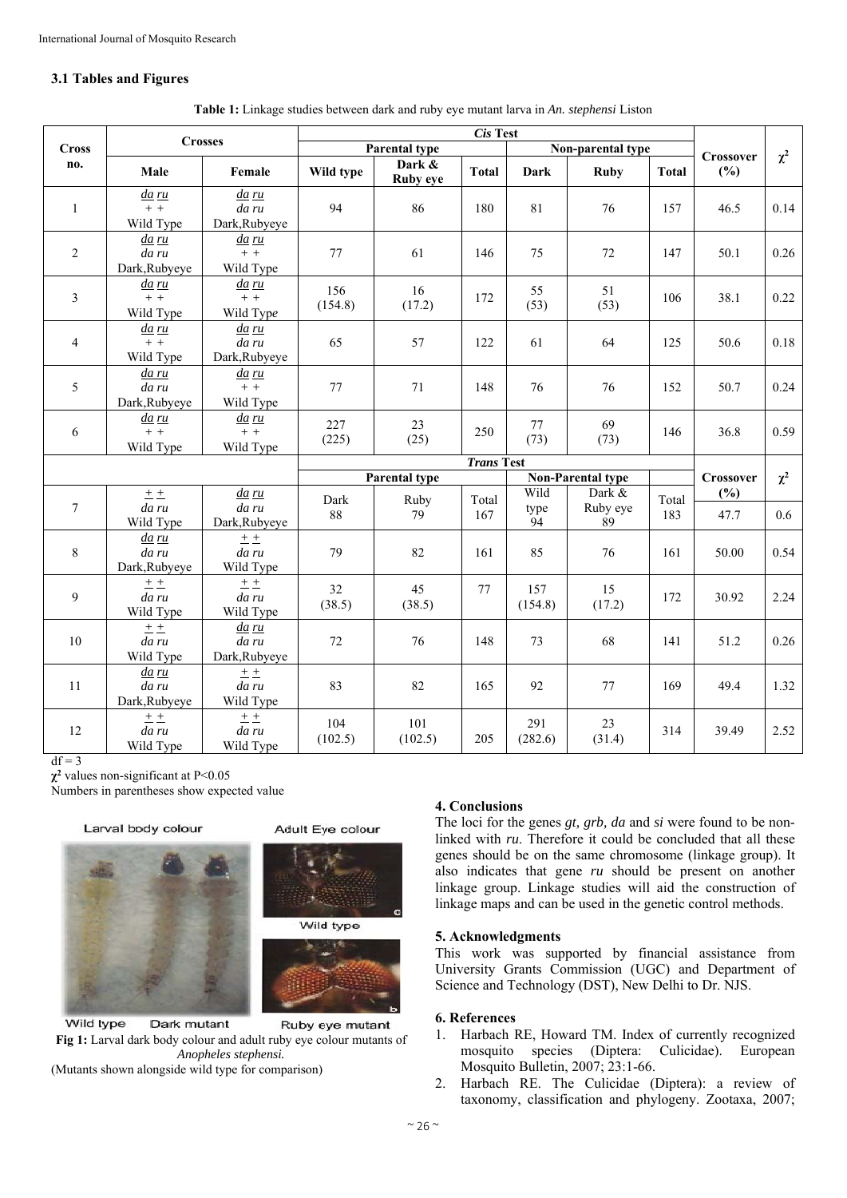### 3.1 Tables and Figures

**Table 1:** Linkage studies between dark and ruby eye mutant larva in *An. stephensi* Liston

| Cross no. | Crosses | | *Cis* Test | | | | | | Crossover (%) | $\chi^2$ |
|---|---|---|---|---|---|---|---|---|---|---|
| | | | Parental type | | | Non-parental type | | | | |
| | Male | Female | Wild type | Dark & Ruby eye | Total | Dark | Ruby | Total | | |
| 1 | *da ru* / + + Wild Type | *da ru* / *da ru* Dark,Rubyeye | 94 | 86 | 180 | 81 | 76 | 157 | 46.5 | 0.14 |
| 2 | *da ru* / *da ru* Dark,Rubyeye | *da ru* / + + Wild Type | 77 | 61 | 146 | 75 | 72 | 147 | 50.1 | 0.26 |
| 3 | *da ru* / + + Wild Type | *da ru* / + + Wild Type | 156 (154.8) | 16 (17.2) | 172 | 55 (53) | 51 (53) | 106 | 38.1 | 0.22 |
| 4 | *da ru* / + + Wild Type | *da ru* / *da ru* Dark,Rubyeye | 65 | 57 | 122 | 61 | 64 | 125 | 50.6 | 0.18 |
| 5 | *da ru* / *da ru* Dark,Rubyeye | *da ru* / + + Wild Type | 77 | 71 | 148 | 76 | 76 | 152 | 50.7 | 0.24 |
| 6 | *da ru* / + + Wild Type | *da ru* / + + Wild Type | 227 (225) | 23 (25) | 250 | 77 (73) | 69 (73) | 146 | 36.8 | 0.59 |
| | | | *Trans* Test | | | | | | | |
| | | | Parental type | | | Non-Parental type | | | Crossover (%) | $\chi^2$ |
| 7 | + + / *da ru* Wild Type | *da ru* / *da ru* Dark,Rubyeye | Dark 88 | Ruby 79 | Total 167 | Wild type 94 | Dark & Ruby eye 89 | Total 183 | 47.7 | 0.6 |
| 8 | *da ru* / *da ru* Dark,Rubyeye | + + / *da ru* Wild Type | 79 | 82 | 161 | 85 | 76 | 161 | 50.00 | 0.54 |
| 9 | + + / *da ru* Wild Type | + + / *da ru* Wild Type | 32 (38.5) | 45 (38.5) | 77 | 157 (154.8) | 15 (17.2) | 172 | 30.92 | 2.24 |
| 10 | + + / *da ru* Wild Type | *da ru* / *da ru* Dark,Rubyeye | 72 | 76 | 148 | 73 | 68 | 141 | 51.2 | 0.26 |
| 11 | *da ru* / *da ru* Dark,Rubyeye | + + / *da ru* Wild Type | 83 | 82 | 165 | 92 | 77 | 169 | 49.4 | 1.32 |
| 12 | + + / *da ru* Wild Type | + + / *da ru* Wild Type | 104 (102.5) | 101 (102.5) | 205 | 291 (282.6) | 23 (31.4) | 314 | 39.49 | 2.52 |

df = 3

$\chi^2$ values non-significant at P<0.05

Numbers in parentheses show expected value

**Fig 1:** Larval dark body colour and adult ruby eye colour mutants of *Anopheles stephensi.*

(Mutants shown alongside wild type for comparison)

## 4. Conclusions

The loci for the genes *gt, grb, da* and *si* were found to be non-linked with *ru*. Therefore it could be concluded that all these genes should be on the same chromosome (linkage group). It also indicates that gene *ru* should be present on another linkage group. Linkage studies will aid the construction of linkage maps and can be used in the genetic control methods.

## 5. Acknowledgments

This work was supported by financial assistance from University Grants Commission (UGC) and Department of Science and Technology (DST), New Delhi to Dr. NJS.

## 6. References

1. Harbach RE, Howard TM. Index of currently recognized mosquito species (Diptera: Culicidae). European Mosquito Bulletin, 2007; 23:1-66.
2. Harbach RE. The Culicidae (Diptera): a review of taxonomy, classification and phylogeny. Zootaxa, 2007;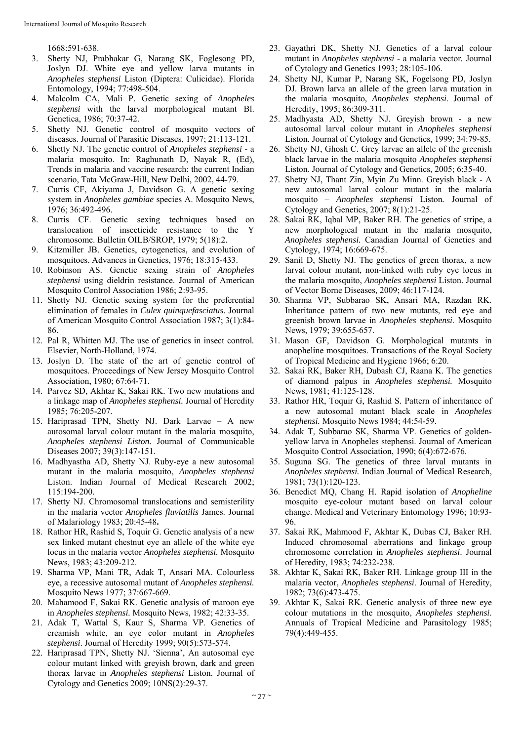1668:591-638.

3. Shetty NJ, Prabhakar G, Narang SK, Foglesong PD, Joslyn DJ. White eye and yellow larva mutants in *Anopheles stephensi* Liston (Diptera: Culicidae). Florida Entomology, 1994; 77:498-504.
4. Malcolm CA, Mali P. Genetic sexing of *Anopheles stephensi* with the larval morphological mutant Bl. Genetica, 1986; 70:37-42.
5. Shetty NJ. Genetic control of mosquito vectors of diseases. Journal of Parasitic Diseases, 1997; 21:113-121.
6. Shetty NJ. The genetic control of *Anopheles stephensi* - a malaria mosquito. In: Raghunath D, Nayak R, (Ed), Trends in malaria and vaccine research: the current Indian scenario, Tata McGraw-Hill, New Delhi, 2002, 44-79.
7. Curtis CF, Akiyama J, Davidson G. A genetic sexing system in *Anopheles gambiae* species A. Mosquito News, 1976; 36:492-496.
8. Curtis CF. Genetic sexing techniques based on translocation of insecticide resistance to the Y chromosome. Bulletin OILB/SROP, 1979; 5(18):2.
9. Kitzmiller JB. Genetics, cytogenetics, and evolution of mosquitoes. Advances in Genetics, 1976; 18:315-433.
10. Robinson AS. Genetic sexing strain of *Anopheles stephensi* using dieldrin resistance. Journal of American Mosquito Control Association 1986; 2:93-95.
11. Shetty NJ. Genetic sexing system for the preferential elimination of females in *Culex quinquefasciatus*. Journal of American Mosquito Control Association 1987; 3(1):84-86.
12. Pal R, Whitten MJ. The use of genetics in insect control. Elsevier, North-Holland, 1974.
13. Joslyn D. The state of the art of genetic control of mosquitoes. Proceedings of New Jersey Mosquito Control Association, 1980; 67:64-71.
14. Parvez SD, Akhtar K, Sakai RK. Two new mutations and a linkage map of *Anopheles stephensi.* Journal of Heredity 1985; 76:205-207.
15. Hariprasad TPN, Shetty NJ. Dark Larvae – A new autosomal larval colour mutant in the malaria mosquito, *Anopheles stephensi Liston.* Journal of Communicable Diseases 2007; 39(3):147-151.
16. Madhyastha AD, Shetty NJ. Ruby-eye a new autosomal mutant in the malaria mosquito, *Anopheles stephensi* Liston. Indian Journal of Medical Research 2002; 115:194-200.
17. Shetty NJ. Chromosomal translocations and semisterility in the malaria vector *Anopheles fluviatilis* James. Journal of Malariology 1983; 20:45-48**.**
18. Rathor HR, Rashid S, Toquir G. Genetic analysis of a new sex linked mutant chestnut eye an allele of the white eye locus in the malaria vector *Anopheles stephensi.* Mosquito News, 1983; 43:209-212.
19. Sharma VP, Mani TR, Adak T, Ansari MA. Colourless eye, a recessive autosomal mutant of *Anopheles stephensi.* Mosquito News 1977; 37:667-669.
20. Mahamood F, Sakai RK. Genetic analysis of maroon eye in *Anopheles stephensi*. Mosquito News, 1982; 42:33-35.
21. Adak T, Wattal S, Kaur S, Sharma VP. Genetics of creamish white, an eye color mutant in *Anopheles stephensi*. Journal of Heredity 1999; 90(5):573-574.
22. Hariprasad TPN, Shetty NJ. 'Sienna', An autosomal eye colour mutant linked with greyish brown, dark and green thorax larvae in *Anopheles stephensi* Liston. Journal of Cytology and Genetics 2009; 10NS(2):29-37.
23. Gayathri DK, Shetty NJ. Genetics of a larval colour mutant in *Anopheles stephensi* - a malaria vector. Journal of Cytology and Genetics 1993; 28:105-106.
24. Shetty NJ, Kumar P, Narang SK, Fogelsong PD, Joslyn DJ. Brown larva an allele of the green larva mutation in the malaria mosquito, *Anopheles stephensi*. Journal of Heredity, 1995; 86:309-311.
25. Madhyasta AD, Shetty NJ. Greyish brown - a new autosomal larval colour mutant in *Anopheles stephensi* Liston. Journal of Cytology and Genetics, 1999; 34:79-85.
26. Shetty NJ, Ghosh C. Grey larvae an allele of the greenish black larvae in the malaria mosquito *Anopheles stephensi* Liston. Journal of Cytology and Genetics, 2005; 6:35-40.
27. Shetty NJ, Thant Zin, Myin Zu Minn. Greyish black - A new autosomal larval colour mutant in the malaria mosquito – *Anopheles stephensi* Liston*.* Journal of Cytology and Genetics, 2007; 8(1):21-25.
28. Sakai RK, Iqbal MP, Baker RH. The genetics of stripe, a new morphological mutant in the malaria mosquito, *Anopheles stephensi.* Canadian Journal of Genetics and Cytology, 1974; 16:669-675.
29. Sanil D, Shetty NJ. The genetics of green thorax, a new larval colour mutant, non-linked with ruby eye locus in the malaria mosquito, *Anopheles stephensi* Liston. Journal of Vector Borne Diseases, 2009; 46:117-124.
30. Sharma VP, Subbarao SK, Ansari MA, Razdan RK. Inheritance pattern of two new mutants, red eye and greenish brown larvae in *Anopheles stephensi.* Mosquito News, 1979; 39:655-657.
31. Mason GF, Davidson G. Morphological mutants in anopheline mosquitoes. Transactions of the Royal Society of Tropical Medicine and Hygiene 1966; 6:20.
32. Sakai RK, Baker RH, Dubash CJ, Raana K. The genetics of diamond palpus in *Anopheles stephensi.* Mosquito News, 1981; 41:125-128.
33. Rathor HR, Toquir G, Rashid S. Pattern of inheritance of a new autosomal mutant black scale in *Anopheles stephensi.* Mosquito News 1984; 44:54-59.
34. Adak T, Subbarao SK, Sharma VP. Genetics of golden-yellow larva in Anopheles stephensi. Journal of American Mosquito Control Association, 1990; 6(4):672-676.
35. Suguna SG. The genetics of three larval mutants in *Anopheles stephensi.* Indian Journal of Medical Research, 1981; 73(1):120-123.
36. Benedict MQ, Chang H. Rapid isolation of *Anopheline* mosquito eye-colour mutant based on larval colour change. Medical and Veterinary Entomology 1996; 10:93-96.
37. Sakai RK, Mahmood F, Akhtar K, Dubas CJ, Baker RH. Induced chromosomal aberrations and linkage group chromosome correlation in *Anopheles stephensi*. Journal of Heredity, 1983; 74:232-238.
38. Akhtar K, Sakai RK, Baker RH. Linkage group III in the malaria vector, *Anopheles stephensi*. Journal of Heredity, 1982; 73(6):473-475.
39. Akhtar K, Sakai RK. Genetic analysis of three new eye colour mutations in the mosquito, *Anopheles stephensi*. Annuals of Tropical Medicine and Parasitology 1985; 79(4):449-455.